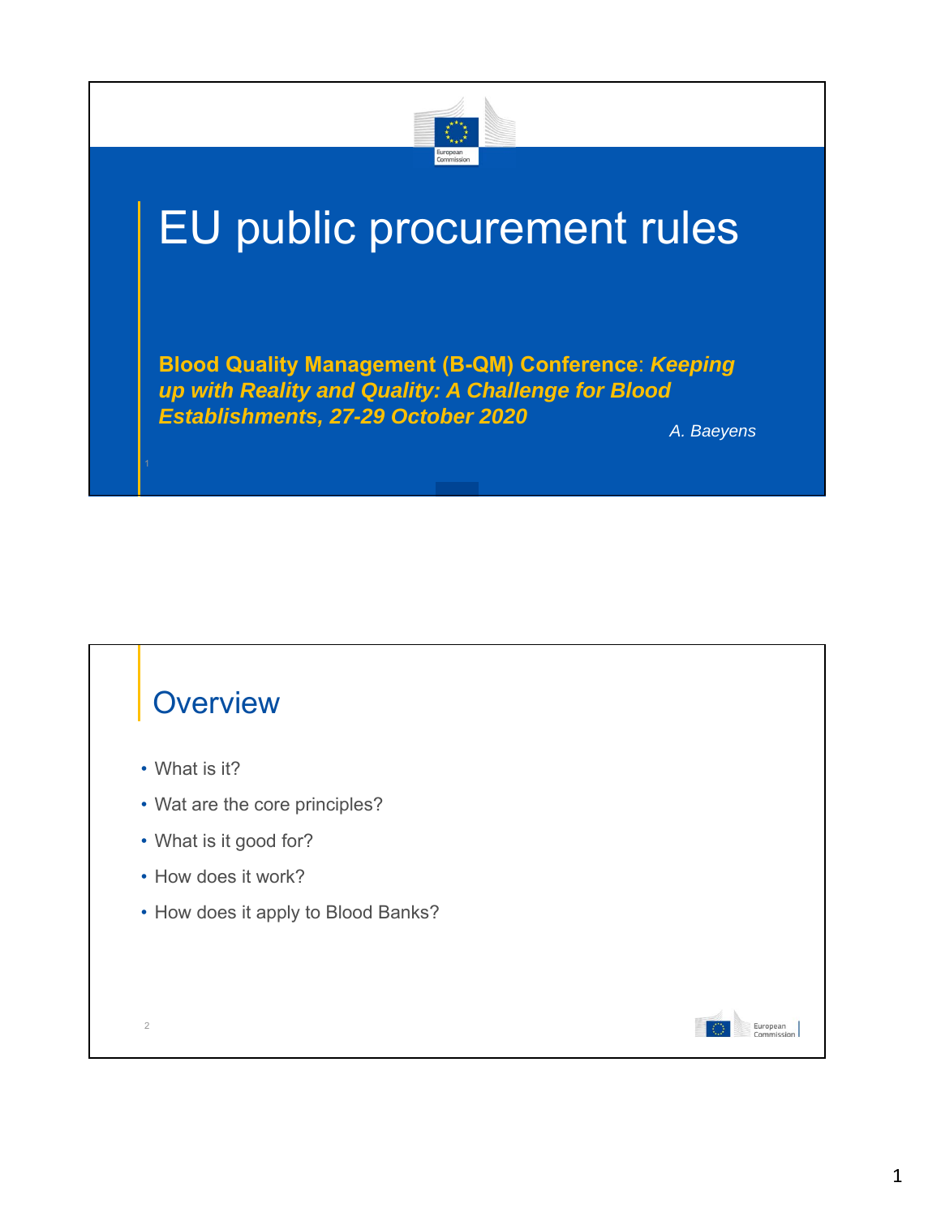# EU public procurement rules

**Blood Quality Management (B-QM) Conference**: ***Keeping up with Reality and Quality: A Challenge for Blood Establishments, 27-29 October 2020***

*A. Baeyens*

## Overview

- What is it?
- Wat are the core principles?
- What is it good for?
- How does it work?
- How does it apply to Blood Banks?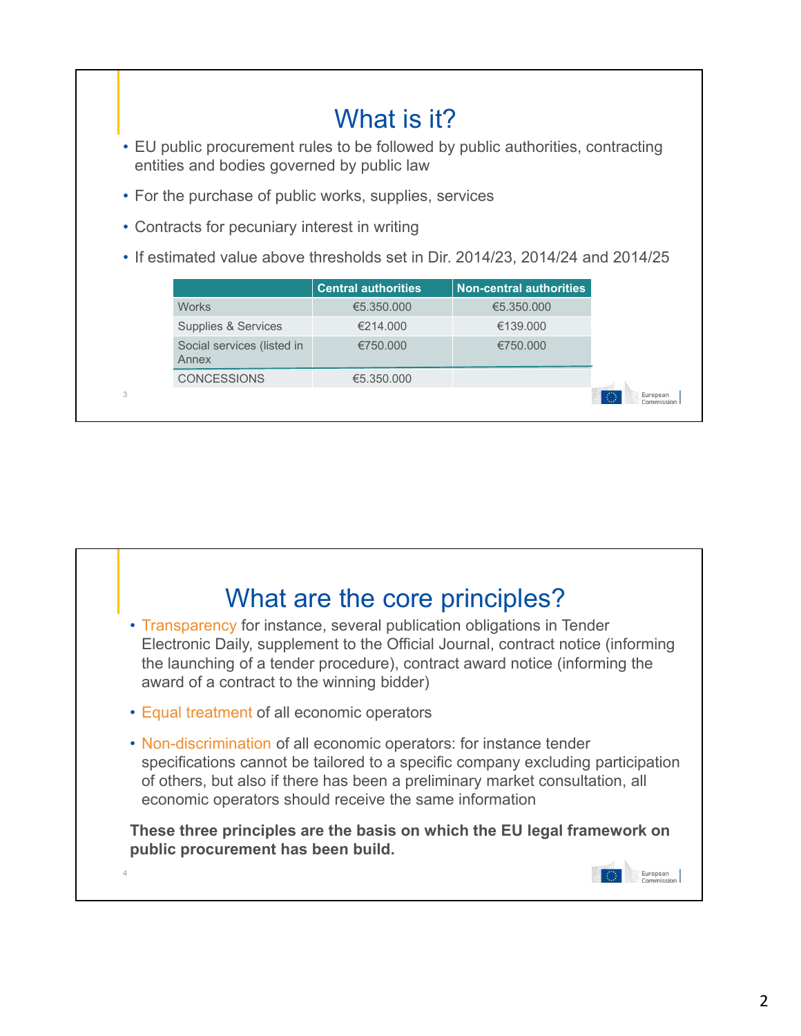## What is it?

- EU public procurement rules to be followed by public authorities, contracting entities and bodies governed by public law
- For the purchase of public works, supplies, services
- Contracts for pecuniary interest in writing
- If estimated value above thresholds set in Dir. 2014/23, 2014/24 and 2014/25

| | Central authorities | Non-central authorities |
|---|---|---|
| Works | €5.350.000 | €5.350.000 |
| Supplies & Services | €214.000 | €139.000 |
| Social services (listed in Annex | €750.000 | €750.000 |
| CONCESSIONS | €5.350.000 | |

## What are the core principles?

- Transparency for instance, several publication obligations in Tender Electronic Daily, supplement to the Official Journal, contract notice (informing the launching of a tender procedure), contract award notice (informing the award of a contract to the winning bidder)
- Equal treatment of all economic operators
- Non-discrimination of all economic operators: for instance tender specifications cannot be tailored to a specific company excluding participation of others, but also if there has been a preliminary market consultation, all economic operators should receive the same information

**These three principles are the basis on which the EU legal framework on public procurement has been build.**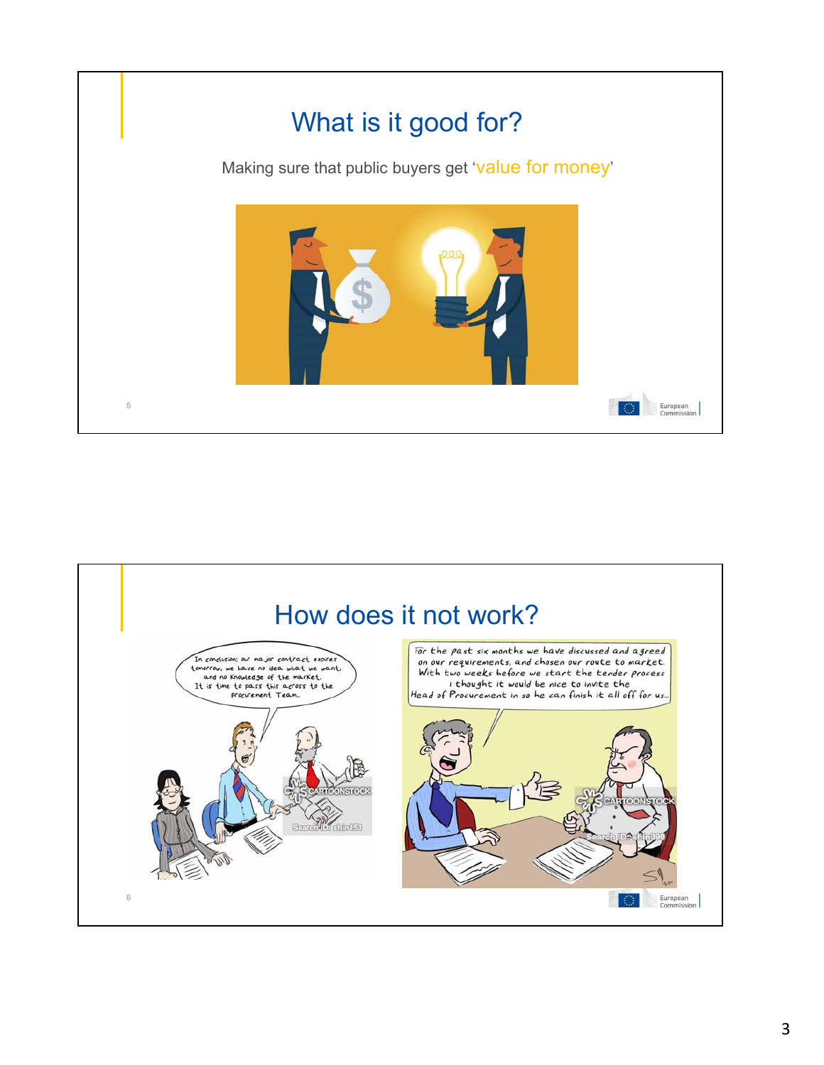# What is it good for?

Making sure that public buyers get 'value for money'

# How does it not work?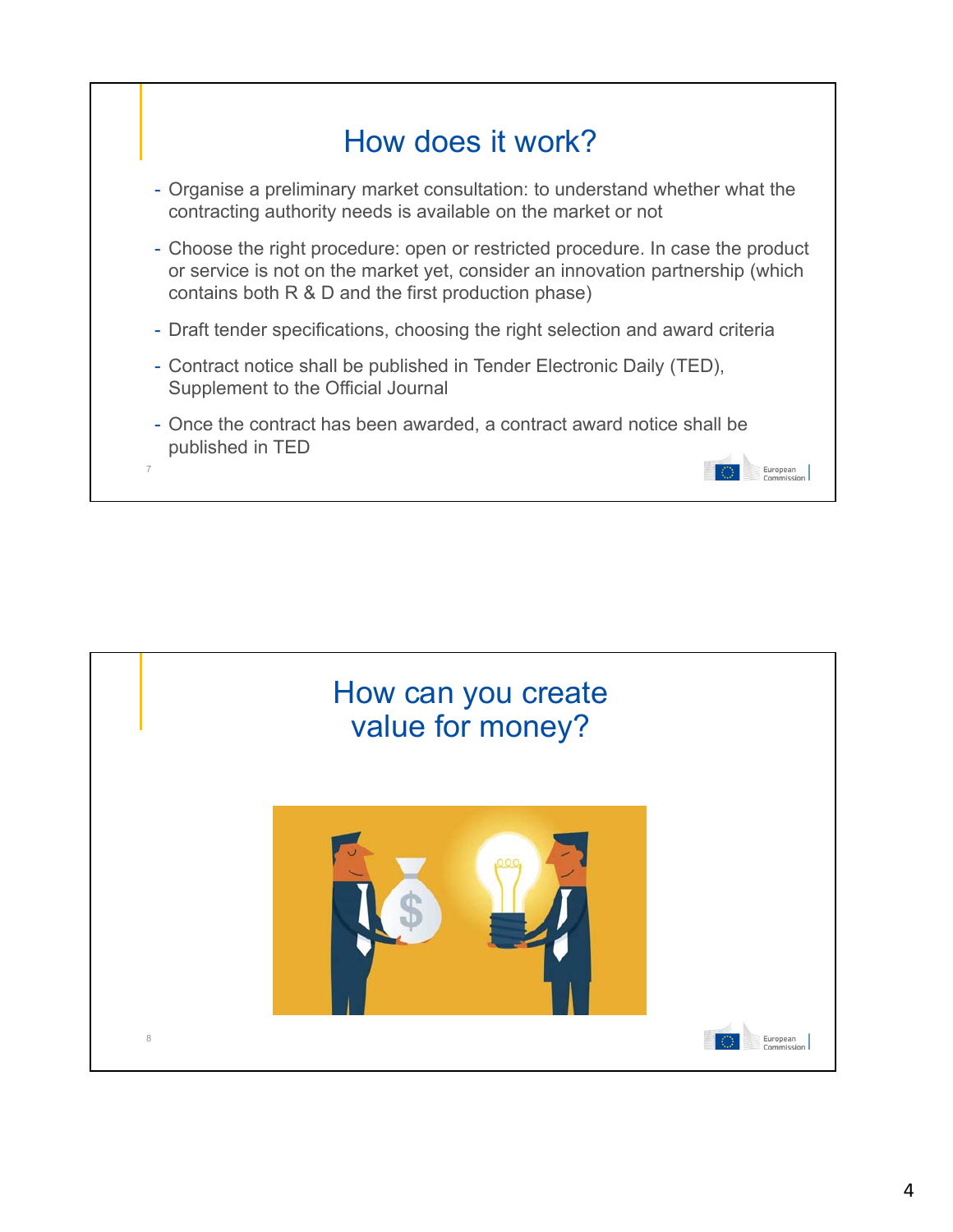## How does it work?

- Organise a preliminary market consultation: to understand whether what the contracting authority needs is available on the market or not
- Choose the right procedure: open or restricted procedure. In case the product or service is not on the market yet, consider an innovation partnership (which contains both R & D and the first production phase)
- Draft tender specifications, choosing the right selection and award criteria
- Contract notice shall be published in Tender Electronic Daily (TED), Supplement to the Official Journal
- Once the contract has been awarded, a contract award notice shall be published in TED

## How can you create value for money?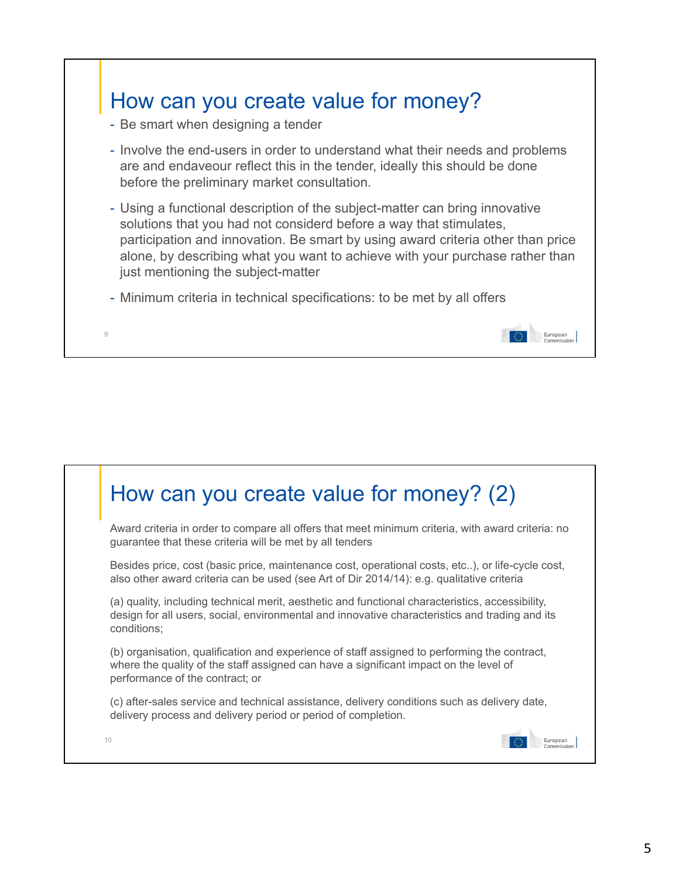## How can you create value for money?

- Be smart when designing a tender
- Involve the end-users in order to understand what their needs and problems are and endaveour reflect this in the tender, ideally this should be done before the preliminary market consultation.
- Using a functional description of the subject-matter can bring innovative solutions that you had not considerd before a way that stimulates, participation and innovation. Be smart by using award criteria other than price alone, by describing what you want to achieve with your purchase rather than just mentioning the subject-matter
- Minimum criteria in technical specifications: to be met by all offers

## How can you create value for money? (2)

Award criteria in order to compare all offers that meet minimum criteria, with award criteria: no guarantee that these criteria will be met by all tenders

Besides price, cost (basic price, maintenance cost, operational costs, etc..), or life-cycle cost, also other award criteria can be used (see Art of Dir 2014/14): e.g. qualitative criteria

(a) quality, including technical merit, aesthetic and functional characteristics, accessibility, design for all users, social, environmental and innovative characteristics and trading and its conditions;

(b) organisation, qualification and experience of staff assigned to performing the contract, where the quality of the staff assigned can have a significant impact on the level of performance of the contract; or

(c) after-sales service and technical assistance, delivery conditions such as delivery date, delivery process and delivery period or period of completion.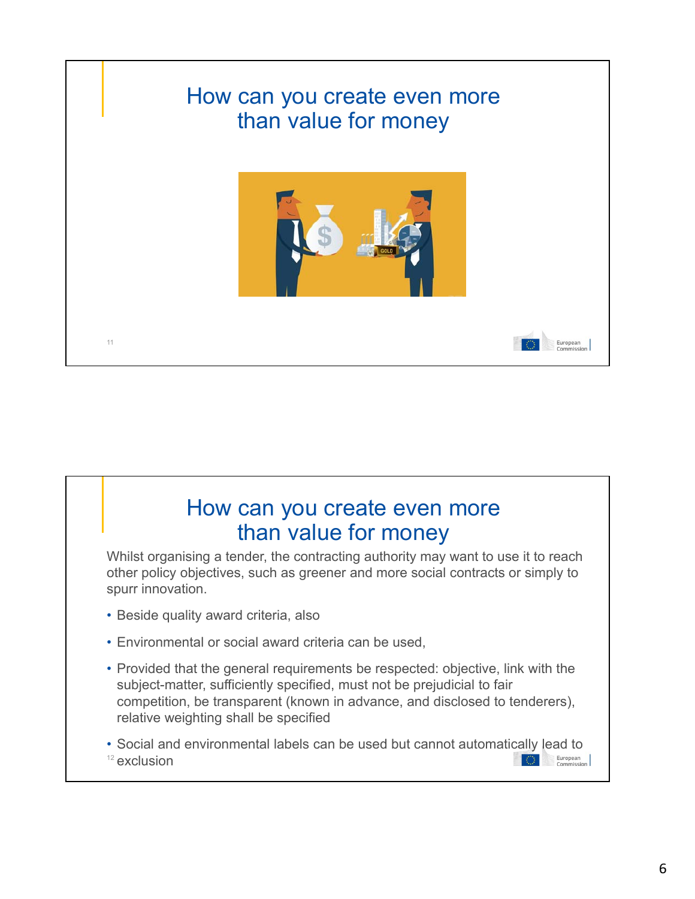## How can you create even more than value for money

## How can you create even more than value for money

Whilst organising a tender, the contracting authority may want to use it to reach other policy objectives, such as greener and more social contracts or simply to spurr innovation.

- Beside quality award criteria, also
- Environmental or social award criteria can be used,
- Provided that the general requirements be respected: objective, link with the subject-matter, sufficiently specified, must not be prejudicial to fair competition, be transparent (known in advance, and disclosed to tenderers), relative weighting shall be specified
- Social and environmental labels can be used but cannot automatically lead to exclusion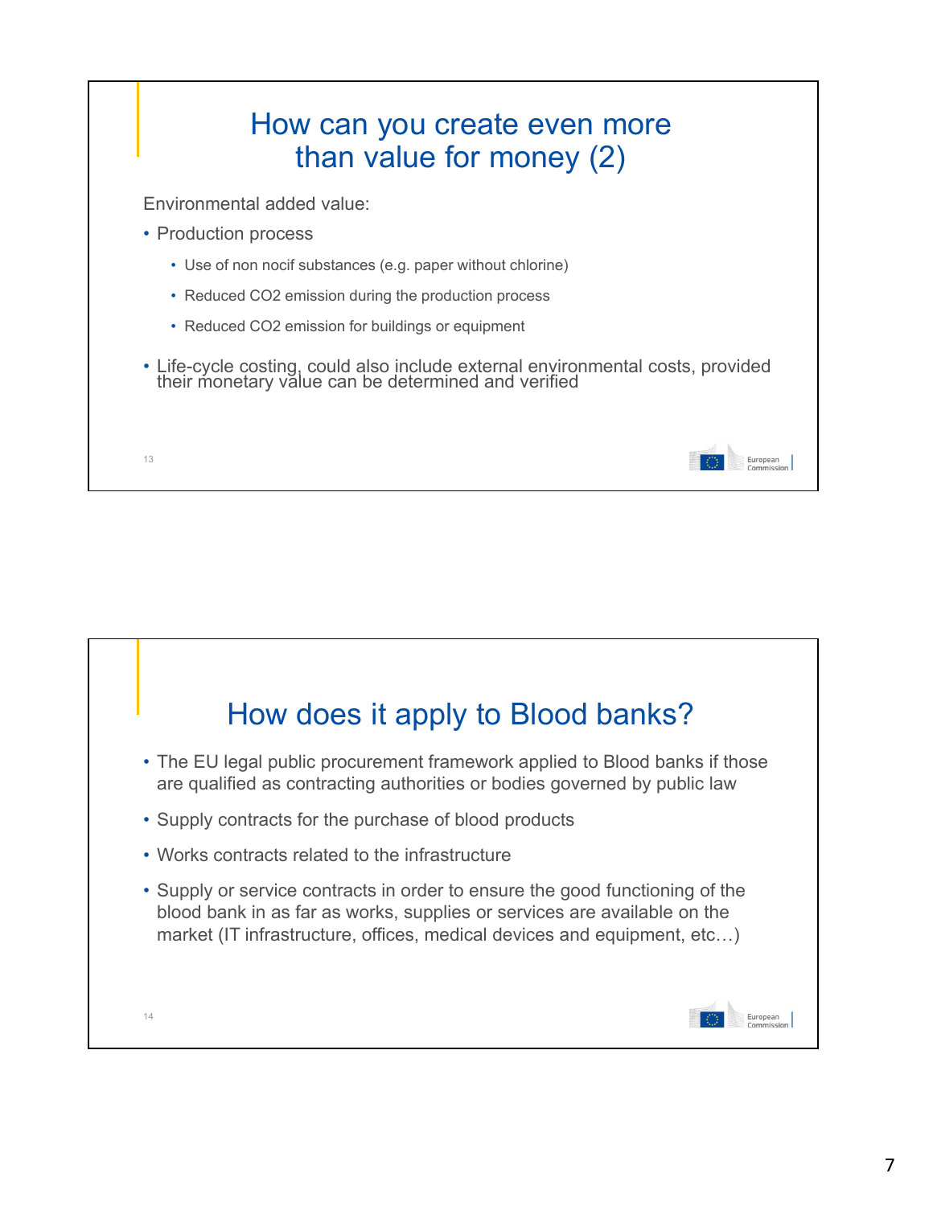## How can you create even more than value for money (2)

Environmental added value:

- Production process
  - Use of non nocif substances (e.g. paper without chlorine)
  - Reduced $CO_2$ emission during the production process
  - Reduced $CO_2$ emission for buildings or equipment
- Life-cycle costing, could also include external environmental costs, provided their monetary value can be determined and verified

## How does it apply to Blood banks?

- The EU legal public procurement framework applied to Blood banks if those are qualified as contracting authorities or bodies governed by public law
- Supply contracts for the purchase of blood products
- Works contracts related to the infrastructure
- Supply or service contracts in order to ensure the good functioning of the blood bank in as far as works, supplies or services are available on the market (IT infrastructure, offices, medical devices and equipment, etc…)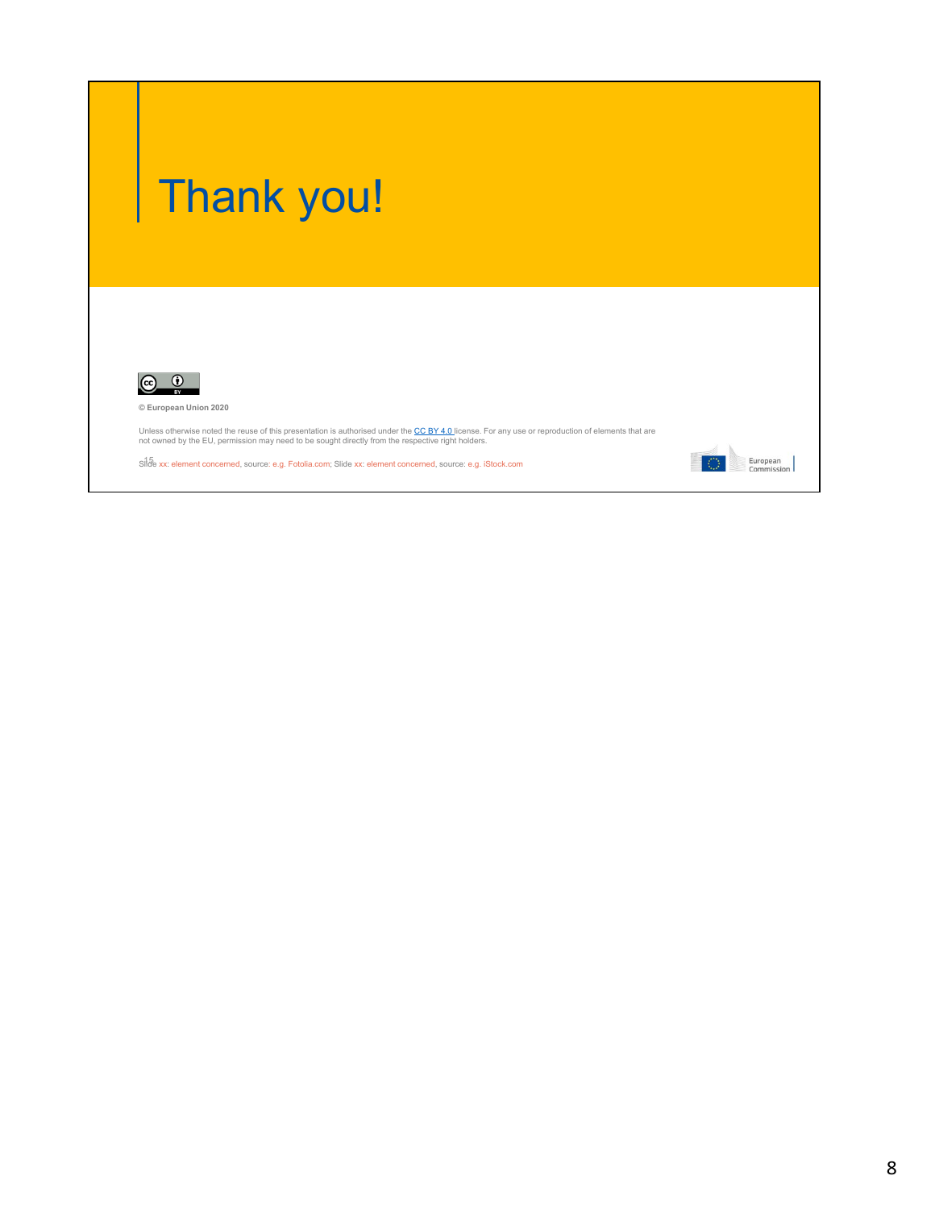# Thank you!

© European Union 2020

Unless otherwise noted the reuse of this presentation is authorised under the CC BY 4.0 license. For any use or reproduction of elements that are not owned by the EU, permission may need to be sought directly from the respective right holders.

Slide xx: element concerned, source: e.g. Fotolia.com; Slide xx: element concerned, source: e.g. iStock.com

European Commission